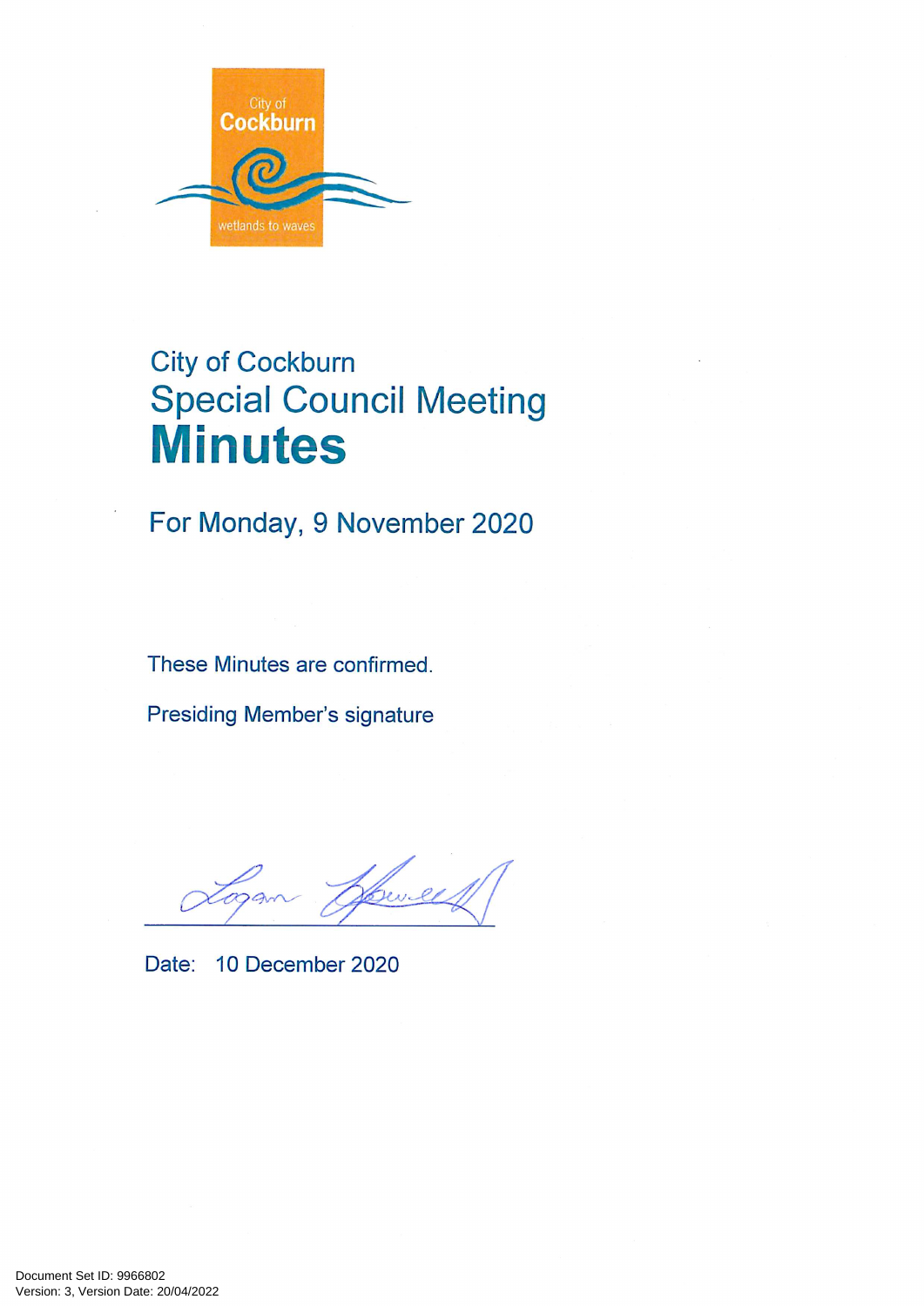City of Cockburn

wetlands to waves

City of Cockburn

# Special Council Meeting
# Minutes

For Monday, 9 November 2020

These Minutes are confirmed.

Presiding Member's signature

Date: 10 December 2020

Document Set ID: 9966802
Version: 3, Version Date: 20/04/2022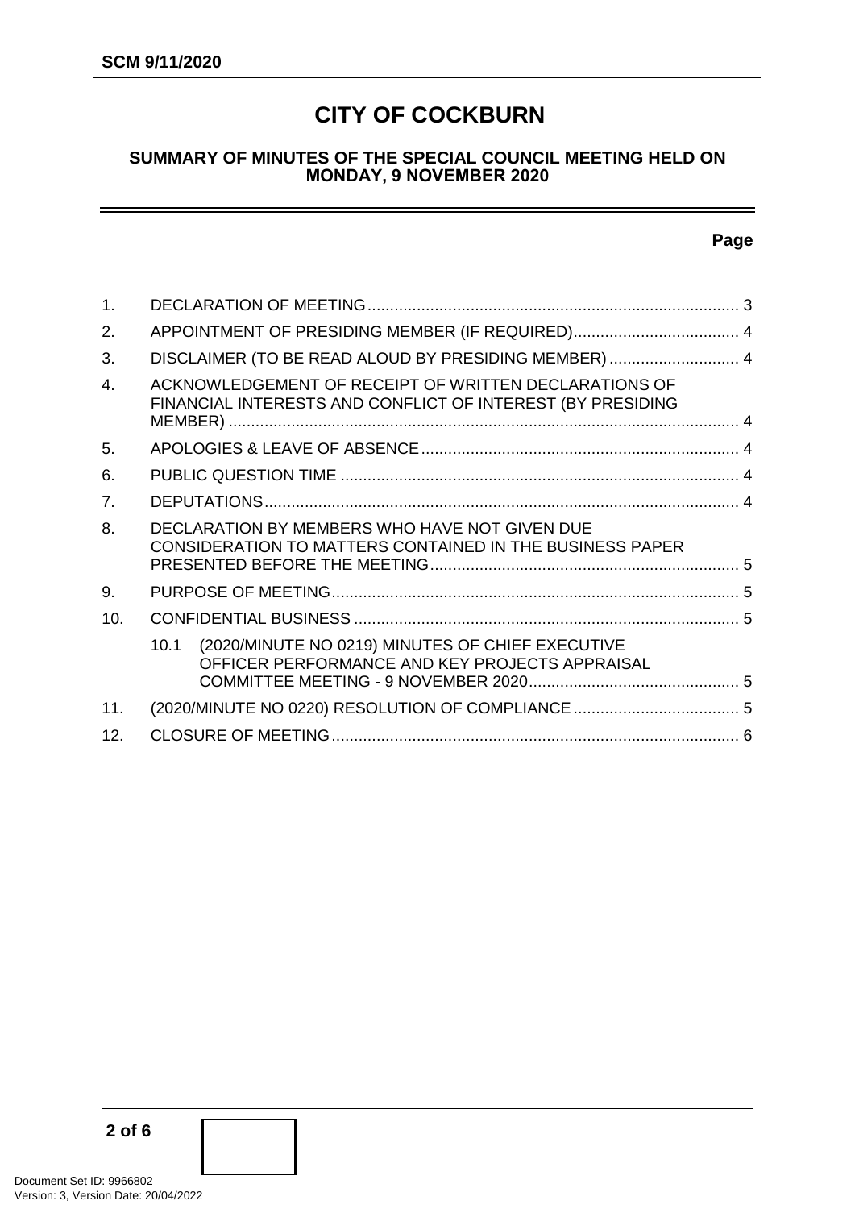# CITY OF COCKBURN

## SUMMARY OF MINUTES OF THE SPECIAL COUNCIL MEETING HELD ON MONDAY, 9 NOVEMBER 2020

**Page**

| | | |
|---|---|---|
| 1. | DECLARATION OF MEETING | 3 |
| 2. | APPOINTMENT OF PRESIDING MEMBER (IF REQUIRED) | 4 |
| 3. | DISCLAIMER (TO BE READ ALOUD BY PRESIDING MEMBER) | 4 |
| 4. | ACKNOWLEDGEMENT OF RECEIPT OF WRITTEN DECLARATIONS OF FINANCIAL INTERESTS AND CONFLICT OF INTEREST (BY PRESIDING MEMBER) | 4 |
| 5. | APOLOGIES & LEAVE OF ABSENCE | 4 |
| 6. | PUBLIC QUESTION TIME | 4 |
| 7. | DEPUTATIONS | 4 |
| 8. | DECLARATION BY MEMBERS WHO HAVE NOT GIVEN DUE CONSIDERATION TO MATTERS CONTAINED IN THE BUSINESS PAPER PRESENTED BEFORE THE MEETING | 5 |
| 9. | PURPOSE OF MEETING | 5 |
| 10. | CONFIDENTIAL BUSINESS | 5 |
| | 10.1 (2020/MINUTE NO 0219) MINUTES OF CHIEF EXECUTIVE OFFICER PERFORMANCE AND KEY PROJECTS APPRAISAL COMMITTEE MEETING - 9 NOVEMBER 2020 | 5 |
| 11. | (2020/MINUTE NO 0220) RESOLUTION OF COMPLIANCE | 5 |
| 12. | CLOSURE OF MEETING | 6 |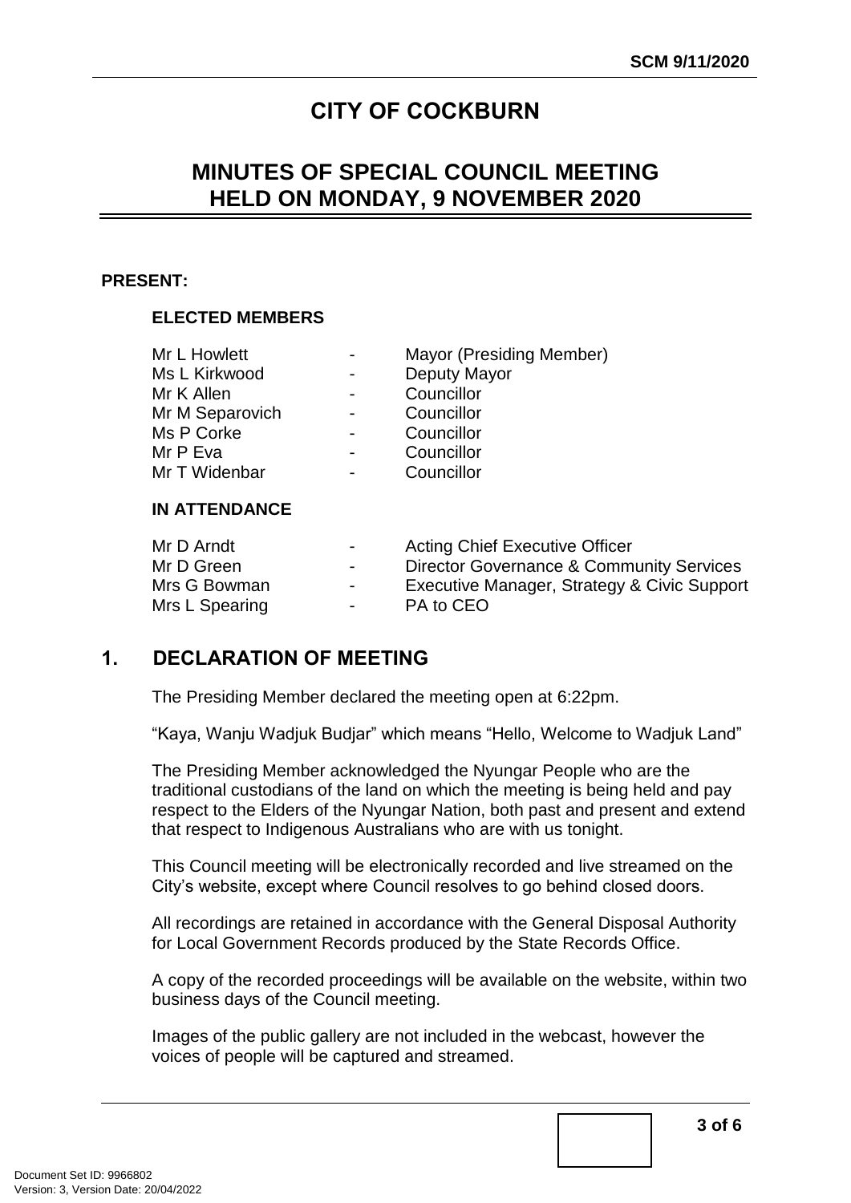# CITY OF COCKBURN

## MINUTES OF SPECIAL COUNCIL MEETING HELD ON MONDAY, 9 NOVEMBER 2020

**PRESENT:**

**ELECTED MEMBERS**

| | | |
|---|---|---|
| Mr L Howlett | - | Mayor (Presiding Member) |
| Ms L Kirkwood | - | Deputy Mayor |
| Mr K Allen | - | Councillor |
| Mr M Separovich | - | Councillor |
| Ms P Corke | - | Councillor |
| Mr P Eva | - | Councillor |
| Mr T Widenbar | - | Councillor |

**IN ATTENDANCE**

| | | |
|---|---|---|
| Mr D Arndt | - | Acting Chief Executive Officer |
| Mr D Green | - | Director Governance & Community Services |
| Mrs G Bowman | - | Executive Manager, Strategy & Civic Support |
| Mrs L Spearing | - | PA to CEO |

## 1. DECLARATION OF MEETING

The Presiding Member declared the meeting open at 6:22pm.

"Kaya, Wanju Wadjuk Budjar" which means "Hello, Welcome to Wadjuk Land"

The Presiding Member acknowledged the Nyungar People who are the traditional custodians of the land on which the meeting is being held and pay respect to the Elders of the Nyungar Nation, both past and present and extend that respect to Indigenous Australians who are with us tonight.

This Council meeting will be electronically recorded and live streamed on the City's website, except where Council resolves to go behind closed doors.

All recordings are retained in accordance with the General Disposal Authority for Local Government Records produced by the State Records Office.

A copy of the recorded proceedings will be available on the website, within two business days of the Council meeting.

Images of the public gallery are not included in the webcast, however the voices of people will be captured and streamed.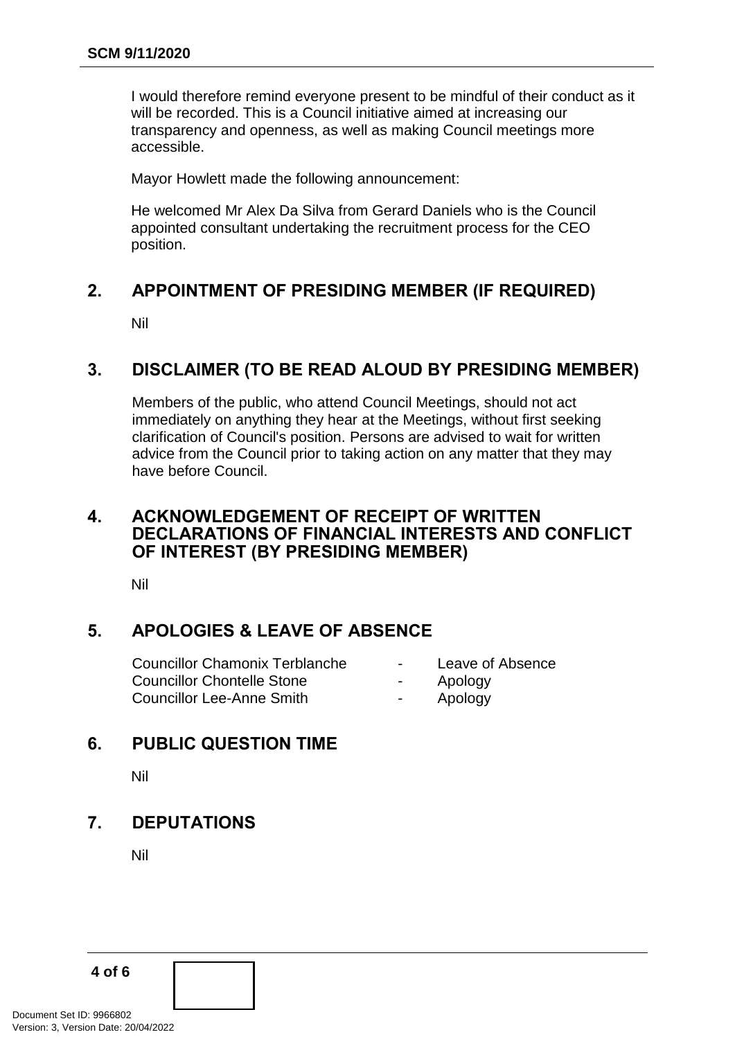I would therefore remind everyone present to be mindful of their conduct as it will be recorded. This is a Council initiative aimed at increasing our transparency and openness, as well as making Council meetings more accessible.

Mayor Howlett made the following announcement:

He welcomed Mr Alex Da Silva from Gerard Daniels who is the Council appointed consultant undertaking the recruitment process for the CEO position.

## 2. APPOINTMENT OF PRESIDING MEMBER (IF REQUIRED)

Nil

## 3. DISCLAIMER (TO BE READ ALOUD BY PRESIDING MEMBER)

Members of the public, who attend Council Meetings, should not act immediately on anything they hear at the Meetings, without first seeking clarification of Council's position. Persons are advised to wait for written advice from the Council prior to taking action on any matter that they may have before Council.

## 4. ACKNOWLEDGEMENT OF RECEIPT OF WRITTEN DECLARATIONS OF FINANCIAL INTERESTS AND CONFLICT OF INTEREST (BY PRESIDING MEMBER)

Nil

## 5. APOLOGIES & LEAVE OF ABSENCE

| | | |
|---|---|---|
| Councillor Chamonix Terblanche | - | Leave of Absence |
| Councillor Chontelle Stone | - | Apology |
| Councillor Lee-Anne Smith | - | Apology |

## 6. PUBLIC QUESTION TIME

Nil

## 7. DEPUTATIONS

Nil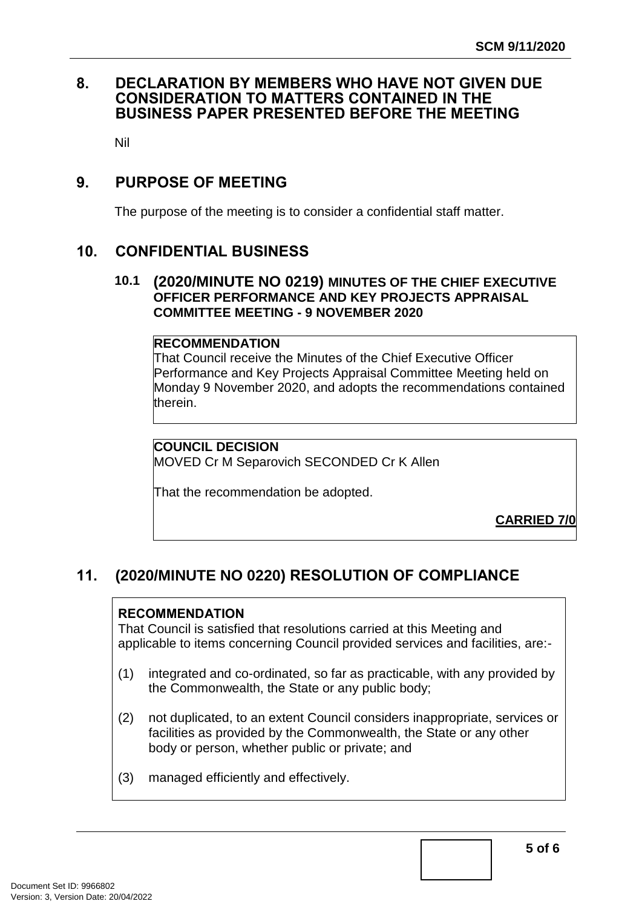## 8. DECLARATION BY MEMBERS WHO HAVE NOT GIVEN DUE CONSIDERATION TO MATTERS CONTAINED IN THE BUSINESS PAPER PRESENTED BEFORE THE MEETING

Nil

## 9. PURPOSE OF MEETING

The purpose of the meeting is to consider a confidential staff matter.

## 10. CONFIDENTIAL BUSINESS

### 10.1 (2020/MINUTE NO 0219) MINUTES OF THE CHIEF EXECUTIVE OFFICER PERFORMANCE AND KEY PROJECTS APPRAISAL COMMITTEE MEETING - 9 NOVEMBER 2020

**RECOMMENDATION**

That Council receive the Minutes of the Chief Executive Officer Performance and Key Projects Appraisal Committee Meeting held on Monday 9 November 2020, and adopts the recommendations contained therein.

**COUNCIL DECISION**

MOVED Cr M Separovich SECONDED Cr K Allen

That the recommendation be adopted.

**CARRIED 7/0**

## 11. (2020/MINUTE NO 0220) RESOLUTION OF COMPLIANCE

**RECOMMENDATION**

That Council is satisfied that resolutions carried at this Meeting and applicable to items concerning Council provided services and facilities, are:-

(1) integrated and co-ordinated, so far as practicable, with any provided by the Commonwealth, the State or any public body;

(2) not duplicated, to an extent Council considers inappropriate, services or facilities as provided by the Commonwealth, the State or any other body or person, whether public or private; and

(3) managed efficiently and effectively.

Document Set ID: 9966802
Version: 3, Version Date: 20/04/2022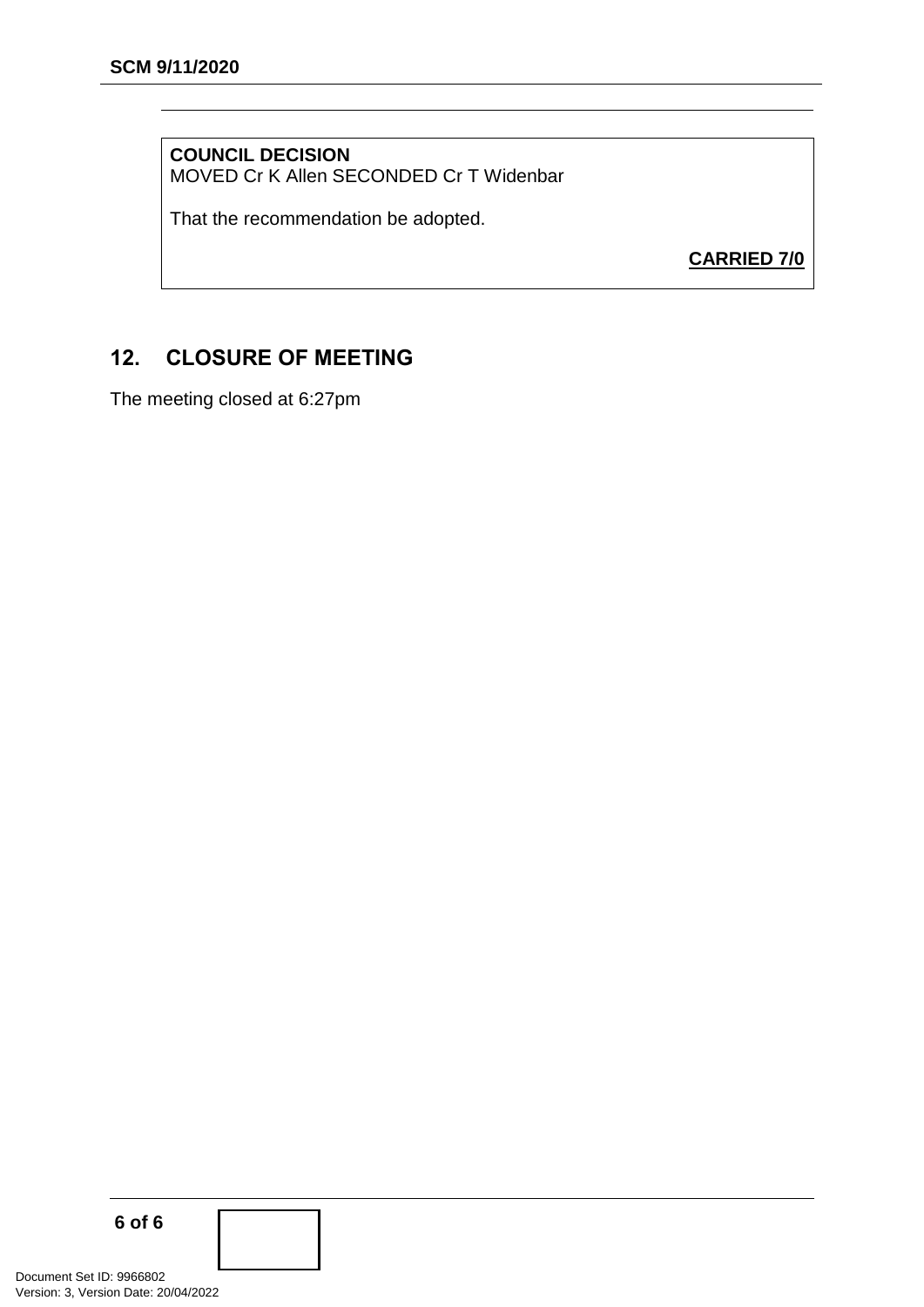**COUNCIL DECISION**
MOVED Cr K Allen SECONDED Cr T Widenbar

That the recommendation be adopted.

**CARRIED 7/0**

## 12. CLOSURE OF MEETING

The meeting closed at 6:27pm